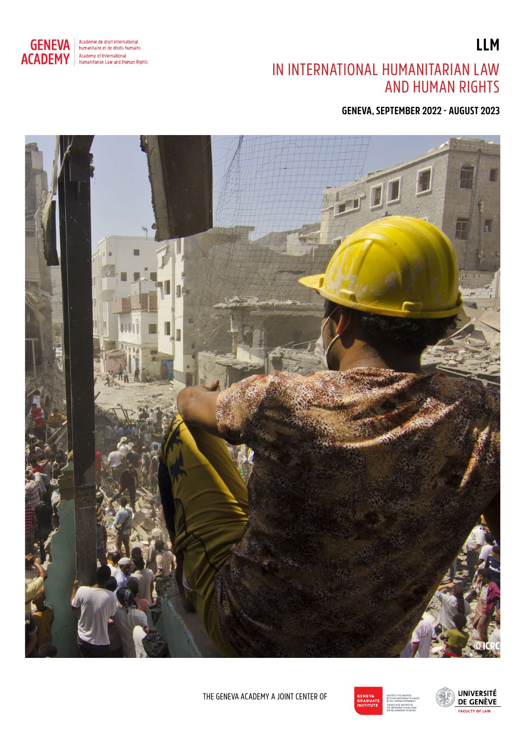GENEVA ACADEMY

Académie de droit international humanitaire et de droits humains

Academy of International Humanitarian Law and Human Rights

# LLM

## IN INTERNATIONAL HUMANITARIAN LAW AND HUMAN RIGHTS

**GENEVA, SEPTEMBER 2022 - AUGUST 2023**

© ICRC

THE GENEVA ACADEMY A JOINT CENTER OF

GENEVA GRADUATE INSTITUTE

INSTITUT DE HAUTES ÉTUDES INTERNATIONALES ET DU DÉVELOPPEMENT
GRADUATE INSTITUTE OF INTERNATIONAL AND DEVELOPMENT STUDIES

UNIVERSITÉ DE GENÈVE

FACULTY OF LAW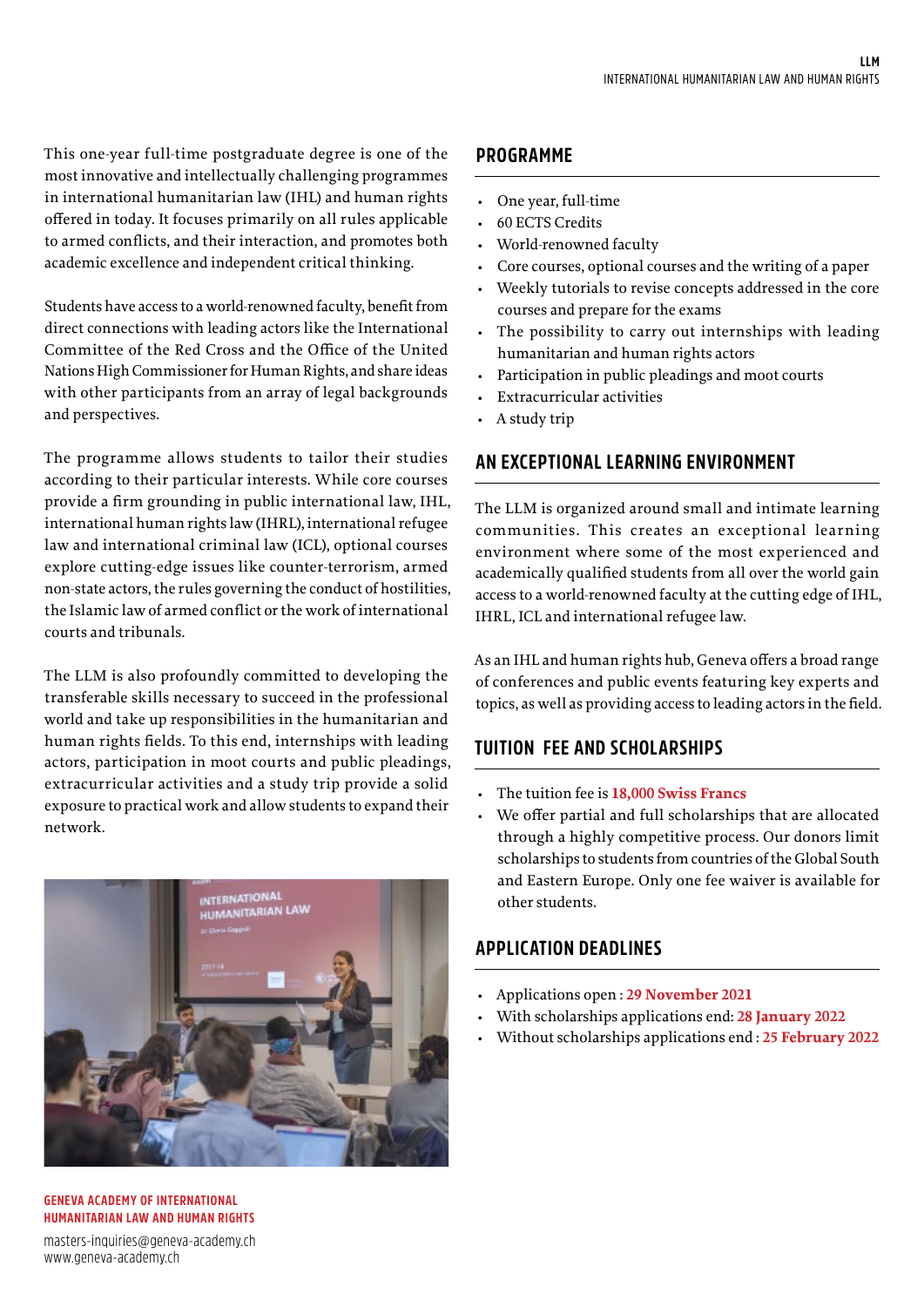This one-year full-time postgraduate degree is one of the most innovative and intellectually challenging programmes in international humanitarian law (IHL) and human rights offered in today. It focuses primarily on all rules applicable to armed conflicts, and their interaction, and promotes both academic excellence and independent critical thinking.

Students have access to a world-renowned faculty, benefit from direct connections with leading actors like the International Committee of the Red Cross and the Office of the United Nations High Commissioner for Human Rights, and share ideas with other participants from an array of legal backgrounds and perspectives.

The programme allows students to tailor their studies according to their particular interests. While core courses provide a firm grounding in public international law, IHL, international human rights law (IHRL), international refugee law and international criminal law (ICL), optional courses explore cutting-edge issues like counter-terrorism, armed non-state actors, the rules governing the conduct of hostilities, the Islamic law of armed conflict or the work of international courts and tribunals.

The LLM is also profoundly committed to developing the transferable skills necessary to succeed in the professional world and take up responsibilities in the humanitarian and human rights fields. To this end, internships with leading actors, participation in moot courts and public pleadings, extracurricular activities and a study trip provide a solid exposure to practical work and allow students to expand their network.

## PROGRAMME

- One year, full-time
- 60 ECTS Credits
- World-renowned faculty
- Core courses, optional courses and the writing of a paper
- Weekly tutorials to revise concepts addressed in the core courses and prepare for the exams
- The possibility to carry out internships with leading humanitarian and human rights actors
- Participation in public pleadings and moot courts
- Extracurricular activities
- A study trip

## AN EXCEPTIONAL LEARNING ENVIRONMENT

The LLM is organized around small and intimate learning communities. This creates an exceptional learning environment where some of the most experienced and academically qualified students from all over the world gain access to a world-renowned faculty at the cutting edge of IHL, IHRL, ICL and international refugee law.

As an IHL and human rights hub, Geneva offers a broad range of conferences and public events featuring key experts and topics, as well as providing access to leading actors in the field.

## TUITION FEE AND SCHOLARSHIPS

- The tuition fee is **18,000 Swiss Francs**
- We offer partial and full scholarships that are allocated through a highly competitive process. Our donors limit scholarships to students from countries of the Global South and Eastern Europe. Only one fee waiver is available for other students.

## APPLICATION DEADLINES

- Applications open : **29 November 2021**
- With scholarships applications end: **28 January 2022**
- Without scholarships applications end : **25 February 2022**

**GENEVA ACADEMY OF INTERNATIONAL HUMANITARIAN LAW AND HUMAN RIGHTS**

masters-inquiries@geneva-academy.ch
www.geneva-academy.ch